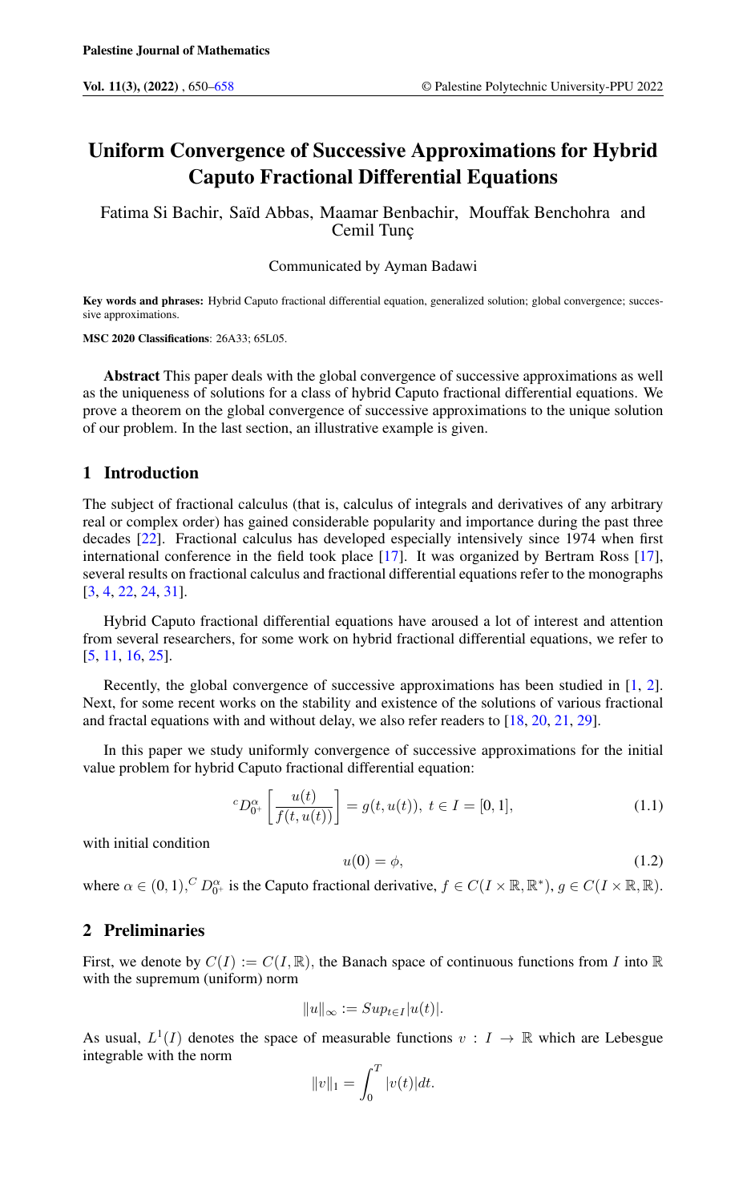# Uniform Convergence of Successive Approximations for Hybrid Caputo Fractional Differential Equations

Fatima Si Bachir, Saïd Abbas, Maamar Benbachir, Mouffak Benchohra and Cemil Tunç

Communicated by Ayman Badawi

**Key words and phrases:** Hybrid Caputo fractional differential equation, generalized solution; global convergence; successive approximations.

**MSC 2020 Classifications**: 26A33; 65L05.

**Abstract** This paper deals with the global convergence of successive approximations as well as the uniqueness of solutions for a class of hybrid Caputo fractional differential equations. We prove a theorem on the global convergence of successive approximations to the unique solution of our problem. In the last section, an illustrative example is given.

## 1 Introduction

The subject of fractional calculus (that is, calculus of integrals and derivatives of any arbitrary real or complex order) has gained considerable popularity and importance during the past three decades [22]. Fractional calculus has developed especially intensively since 1974 when first international conference in the field took place [17]. It was organized by Bertram Ross [17], several results on fractional calculus and fractional differential equations refer to the monographs [3, 4, 22, 24, 31].

Hybrid Caputo fractional differential equations have aroused a lot of interest and attention from several researchers, for some work on hybrid fractional differential equations, we refer to [5, 11, 16, 25].

Recently, the global convergence of successive approximations has been studied in [1, 2]. Next, for some recent works on the stability and existence of the solutions for various fractional and fractal equations with and without delay, we also refer readers to [18, 20, 21, 29].

In this paper we study uniformly convergence of successive approximations for the initial value problem for hybrid Caputo fractional differential equation:

$$ {}^{c}D_{0^+}^{\alpha}\left[\frac{u(t)}{f(t,u(t))}\right] = g(t,u(t)),\ t \in I = [0,1], \tag{1.1}$$

with initial condition

$$u(0) = \phi, \tag{1.2}$$

where $\alpha \in (0,1)$, ${}^{C}D_{0^+}^{\alpha}$ is the Caputo fractional derivative, $f \in C(I \times \mathbb{R}, \mathbb{R}^*)$, $g \in C(I \times \mathbb{R}, \mathbb{R})$.

## 2 Preliminaries

First, we denote by $C(I) := C(I,\mathbb{R})$, the Banach space of continuous functions from $I$ into $\mathbb{R}$ with the supremum (uniform) norm

$$\|u\|_\infty := Sup_{t\in I}|u(t)|.$$

As usual, $L^1(I)$ denotes the space of measurable functions $v : I \to \mathbb{R}$ which are Lebesgue integrable with the norm

$$\|v\|_1 = \int_0^T |v(t)|dt.$$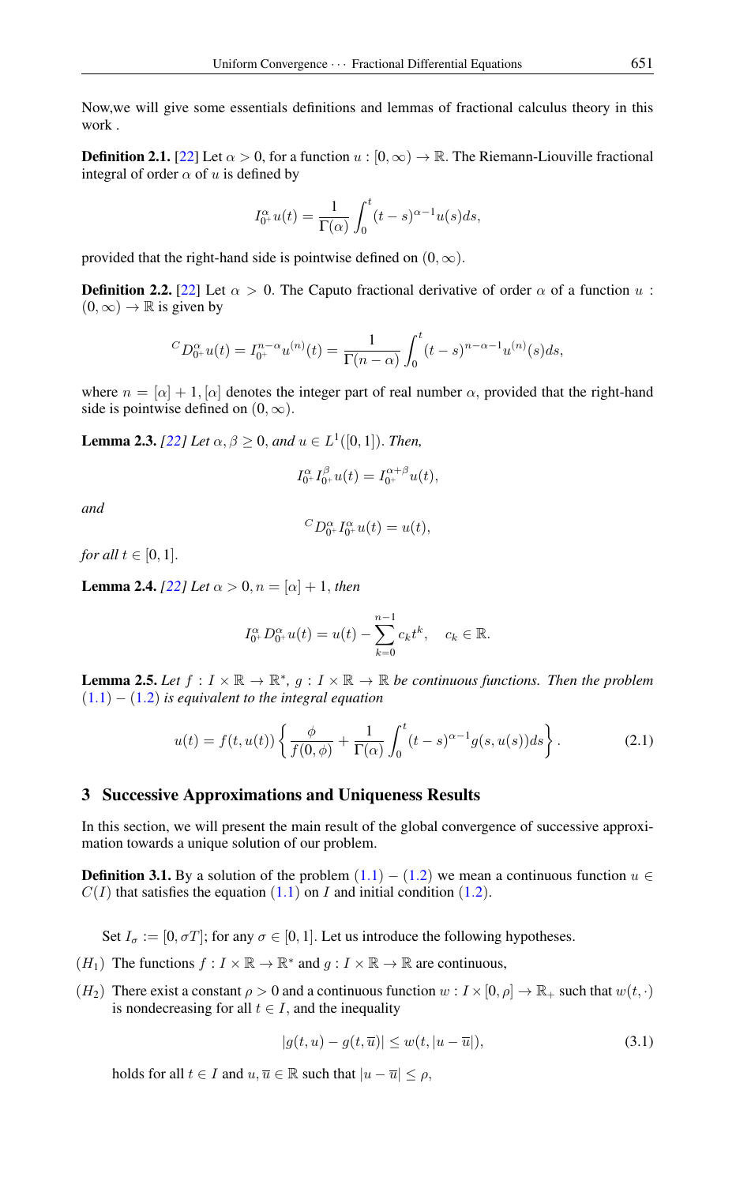Now,we will give some essentials definitions and lemmas of fractional calculus theory in this work .

**Definition 2.1.** [22] Let $\alpha > 0$, for a function $u : [0, \infty) \to \mathbb{R}$. The Riemann-Liouville fractional integral of order $\alpha$ of $u$ is defined by

$$I_{0^+}^{\alpha} u(t) = \frac{1}{\Gamma(\alpha)} \int_0^t (t-s)^{\alpha-1} u(s) ds,$$

provided that the right-hand side is pointwise defined on $(0, \infty)$.

**Definition 2.2.** [22] Let $\alpha > 0$. The Caputo fractional derivative of order $\alpha$ of a function $u : (0, \infty) \to \mathbb{R}$ is given by

$${}^{C}D_{0^+}^{\alpha} u(t) = I_{0^+}^{n-\alpha} u^{(n)}(t) = \frac{1}{\Gamma(n-\alpha)} \int_0^t (t-s)^{n-\alpha-1} u^{(n)}(s) ds,$$

where $n = [\alpha] + 1$, $[\alpha]$ denotes the integer part of real number $\alpha$, provided that the right-hand side is pointwise defined on $(0, \infty)$.

**Lemma 2.3.** *[22] Let $\alpha, \beta \geq 0$, and $u \in L^1([0, 1])$. Then,*

$$I_{0^+}^{\alpha} I_{0^+}^{\beta} u(t) = I_{0^+}^{\alpha+\beta} u(t),$$

*and*

$${}^{C}D_{0^+}^{\alpha} I_{0^+}^{\alpha} u(t) = u(t),$$

*for all $t \in [0, 1]$.*

**Lemma 2.4.** *[22] Let $\alpha > 0, n = [\alpha] + 1$, then*

$$I_{0^+}^{\alpha} D_{0^+}^{\alpha} u(t) = u(t) - \sum_{k=0}^{n-1} c_k t^k, \quad c_k \in \mathbb{R}.$$

**Lemma 2.5.** *Let $f : I \times \mathbb{R} \to \mathbb{R}^*$, $g : I \times \mathbb{R} \to \mathbb{R}$ be continuous functions. Then the problem (1.1) – (1.2) is equivalent to the integral equation*

$$u(t) = f(t, u(t)) \left\{ \frac{\phi}{f(0, \phi)} + \frac{1}{\Gamma(\alpha)} \int_0^t (t-s)^{\alpha-1} g(s, u(s)) ds \right\}. \tag{2.1}$$

## 3 Successive Approximations and Uniqueness Results

In this section, we will present the main result of the global convergence of successive approximation towards a unique solution of our problem.

**Definition 3.1.** By a solution of the problem (1.1) – (1.2) we mean a continuous function $u \in C(I)$ that satisfies the equation (1.1) on $I$ and initial condition (1.2).

Set $I_\sigma := [0, \sigma T]$; for any $\sigma \in [0, 1]$. Let us introduce the following hypotheses.

$(H_1)$ The functions $f : I \times \mathbb{R} \to \mathbb{R}^*$ and $g : I \times \mathbb{R} \to \mathbb{R}$ are continuous,

$(H_2)$ There exist a constant $\rho > 0$ and a continuous function $w : I \times [0, \rho] \to \mathbb{R}_+$ such that $w(t, \cdot)$ is nondecreasing for all $t \in I$, and the inequality

$$|g(t, u) - g(t, \overline{u})| \leq w(t, |u - \overline{u}|), \tag{3.1}$$

holds for all $t \in I$ and $u, \overline{u} \in \mathbb{R}$ such that $|u - \overline{u}| \leq \rho$,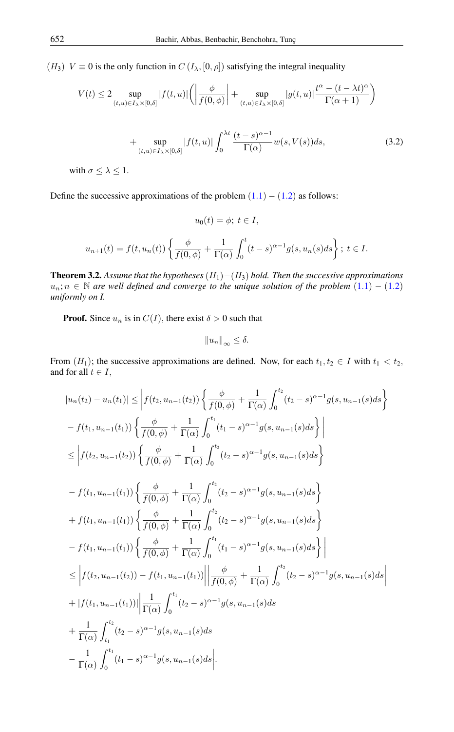$(H_3)$ $V \equiv 0$ is the only function in $C(I_\lambda, [0, \rho])$ satisfying the integral inequality

$$V(t) \leq 2 \sup_{(t,u)\in I_\lambda \times[0,\delta]} |f(t,u)| \left( \left| \frac{\phi}{f(0,\phi)} \right| + \sup_{(t,u)\in I_\lambda \times[0,\delta]} |g(t,u)| \frac{t^\alpha - (t-\lambda t)^\alpha}{\Gamma(\alpha+1)} \right)$$

$$+ \sup_{(t,u)\in I_\lambda \times[0,\delta]} |f(t,u)| \int_0^{\lambda t} \frac{(t-s)^{\alpha-1}}{\Gamma(\alpha)} w(s, V(s)) ds, \tag{3.2}$$

with $\sigma \leq \lambda \leq 1$.

Define the successive approximations of the problem (1.1) − (1.2) as follows:

$$u_0(t) = \phi; \; t \in I,$$

$$u_{n+1}(t) = f(t, u_n(t)) \left\{ \frac{\phi}{f(0,\phi)} + \frac{1}{\Gamma(\alpha)} \int_0^t (t-s)^{\alpha-1} g(s, u_n(s) ds \right\}; \; t \in I.$$

**Theorem 3.2.** *Assume that the hypotheses* $(H_1)-(H_3)$ *hold. Then the successive approximations* $u_n; n \in \mathbb{N}$ *are well defined and converge to the unique solution of the problem* (1.1) − (1.2) *uniformly on I.*

**Proof.** Since $u_n$ is in $C(I)$, there exist $\delta > 0$ such that

$$\|u_n\|_\infty \leq \delta.$$

From $(H_1)$; the successive approximations are defined. Now, for each $t_1, t_2 \in I$ with $t_1 < t_2$, and for all $t \in I$,

$$\begin{aligned}
|u_n(t_2) - u_n(t_1)| &\leq \Bigg| f(t_2, u_{n-1}(t_2)) \left\{ \frac{\phi}{f(0,\phi)} + \frac{1}{\Gamma(\alpha)} \int_0^{t_2} (t_2-s)^{\alpha-1} g(s, u_{n-1}(s) ds \right\} \\
&- f(t_1, u_{n-1}(t_1)) \left\{ \frac{\phi}{f(0,\phi)} + \frac{1}{\Gamma(\alpha)} \int_0^{t_1} (t_1-s)^{\alpha-1} g(s, u_{n-1}(s) ds \right\} \Bigg| \\
&\leq \Bigg| f(t_2, u_{n-1}(t_2)) \left\{ \frac{\phi}{f(0,\phi)} + \frac{1}{\Gamma(\alpha)} \int_0^{t_2} (t_2-s)^{\alpha-1} g(s, u_{n-1}(s) ds \right\} \\
&- f(t_1, u_{n-1}(t_1)) \left\{ \frac{\phi}{f(0,\phi)} + \frac{1}{\Gamma(\alpha)} \int_0^{t_2} (t_2-s)^{\alpha-1} g(s, u_{n-1}(s) ds \right\} \\
&+ f(t_1, u_{n-1}(t_1)) \left\{ \frac{\phi}{f(0,\phi)} + \frac{1}{\Gamma(\alpha)} \int_0^{t_2} (t_2-s)^{\alpha-1} g(s, u_{n-1}(s) ds \right\} \\
&- f(t_1, u_{n-1}(t_1)) \left\{ \frac{\phi}{f(0,\phi)} + \frac{1}{\Gamma(\alpha)} \int_0^{t_1} (t_1-s)^{\alpha-1} g(s, u_{n-1}(s) ds \right\} \Bigg| \\
&\leq \left| f(t_2, u_{n-1}(t_2)) - f(t_1, u_{n-1}(t_1)) \right| \left| \frac{\phi}{f(0,\phi)} + \frac{1}{\Gamma(\alpha)} \int_0^{t_2} (t_2-s)^{\alpha-1} g(s, u_{n-1}(s) ds \right| \\
&+ |f(t_1, u_{n-1}(t_1))| \Bigg| \frac{1}{\Gamma(\alpha)} \int_0^{t_1} (t_2-s)^{\alpha-1} g(s, u_{n-1}(s) ds \\
&+ \frac{1}{\Gamma(\alpha)} \int_{t_1}^{t_2} (t_2-s)^{\alpha-1} g(s, u_{n-1}(s) ds \\
&- \frac{1}{\Gamma(\alpha)} \int_0^{t_1} (t_1-s)^{\alpha-1} g(s, u_{n-1}(s) ds \Bigg|.
\end{aligned}$$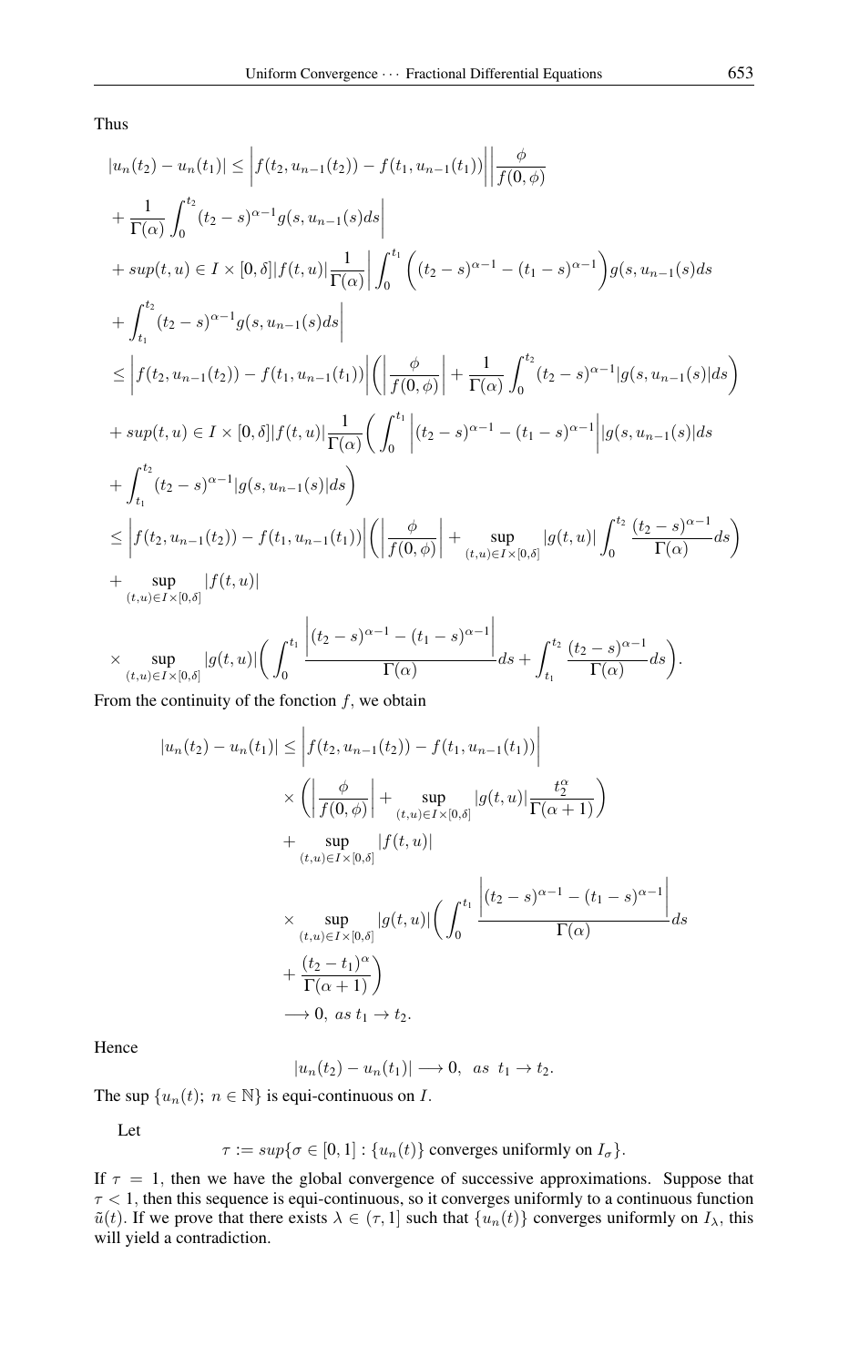Thus

$$
\begin{aligned}
|u_n(t_2) - u_n(t_1)| &\leq \left| f(t_2, u_{n-1}(t_2)) - f(t_1, u_{n-1}(t_1)) \right| \left| \frac{\phi}{f(0,\phi)} \right. \\
&+ \left. \frac{1}{\Gamma(\alpha)} \int_0^{t_2} (t_2 - s)^{\alpha-1} g(s, u_{n-1}(s) ds \right| \\
&+ sup(t,u) \in I \times [0,\delta] |f(t,u)| \frac{1}{\Gamma(\alpha)} \left| \int_0^{t_1} \left( (t_2-s)^{\alpha-1} - (t_1-s)^{\alpha-1} \right) g(s, u_{n-1}(s) ds \right. \\
&+ \left. \int_{t_1}^{t_2} (t_2-s)^{\alpha-1} g(s, u_{n-1}(s) ds \right| \\
&\leq \left| f(t_2, u_{n-1}(t_2)) - f(t_1, u_{n-1}(t_1)) \right| \left( \left| \frac{\phi}{f(0,\phi)} \right| + \frac{1}{\Gamma(\alpha)} \int_0^{t_2} (t_2-s)^{\alpha-1} |g(s, u_{n-1}(s)| ds \right) \\
&+ sup(t,u) \in I \times [0,\delta] |f(t,u)| \frac{1}{\Gamma(\alpha)} \left( \int_0^{t_1} \left| (t_2-s)^{\alpha-1} - (t_1-s)^{\alpha-1} \right| |g(s, u_{n-1}(s)| ds \right. \\
&+ \left. \int_{t_1}^{t_2} (t_2-s)^{\alpha-1} |g(s, u_{n-1}(s)| ds \right) \\
&\leq \left| f(t_2, u_{n-1}(t_2)) - f(t_1, u_{n-1}(t_1)) \right| \left( \left| \frac{\phi}{f(0,\phi)} \right| + \sup_{(t,u)\in I\times[0,\delta]} |g(t,u)| \int_0^{t_2} \frac{(t_2-s)^{\alpha-1}}{\Gamma(\alpha)} ds \right) \\
&+ \sup_{(t,u)\in I\times[0,\delta]} |f(t,u)| \\
&\times \sup_{(t,u)\in I\times[0,\delta]} |g(t,u)| \left( \int_0^{t_1} \frac{\left| (t_2-s)^{\alpha-1} - (t_1-s)^{\alpha-1} \right|}{\Gamma(\alpha)} ds + \int_{t_1}^{t_2} \frac{(t_2-s)^{\alpha-1}}{\Gamma(\alpha)} ds \right).
\end{aligned}
$$

From the continuity of the fonction $f$, we obtain

$$
\begin{aligned}
|u_n(t_2) - u_n(t_1)| &\leq \left| f(t_2, u_{n-1}(t_2)) - f(t_1, u_{n-1}(t_1)) \right| \\
&\times \left( \left| \frac{\phi}{f(0,\phi)} \right| + \sup_{(t,u)\in I\times[0,\delta]} |g(t,u)| \frac{t_2^\alpha}{\Gamma(\alpha+1)} \right) \\
&+ \sup_{(t,u)\in I\times[0,\delta]} |f(t,u)| \\
&\times \sup_{(t,u)\in I\times[0,\delta]} |g(t,u)| \left( \int_0^{t_1} \frac{\left| (t_2-s)^{\alpha-1} - (t_1-s)^{\alpha-1} \right|}{\Gamma(\alpha)} ds \right. \\
&+ \left. \frac{(t_2-t_1)^\alpha}{\Gamma(\alpha+1)} \right) \\
&\longrightarrow 0, \ as \ t_1 \to t_2.
\end{aligned}
$$

Hence

$$
|u_n(t_2) - u_n(t_1)| \longrightarrow 0, \quad as \quad t_1 \to t_2.
$$

The sup $\{u_n(t);\ n \in \mathbb{N}\}$ is equi-continuous on $I$.

Let

$$
\tau := sup\{\sigma \in [0,1] : \{u_n(t)\} \text{ converges uniformly on } I_\sigma\}.
$$

If $\tau = 1$, then we have the global convergence of successive approximations. Suppose that $\tau < 1$, then this sequence is equi-continuous, so it converges uniformly to a continuous function $\tilde{u}(t)$. If we prove that there exists $\lambda \in (\tau, 1]$ such that $\{u_n(t)\}$ converges uniformly on $I_\lambda$, this will yield a contradiction.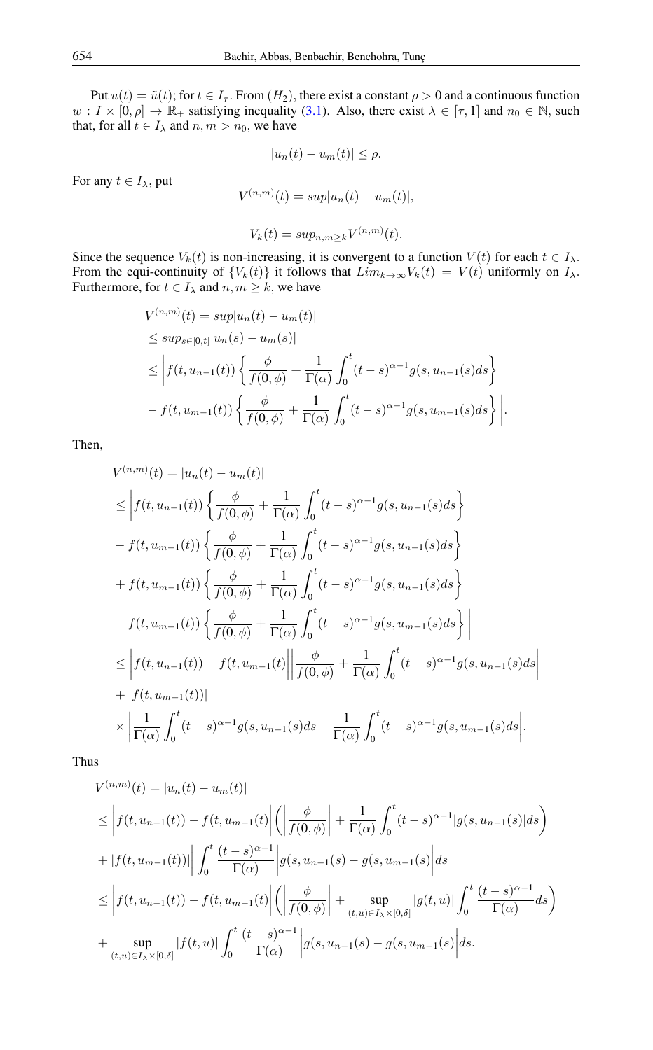Put $u(t) = \tilde{u}(t)$; for $t \in I_\tau$. From $(H_2)$, there exist a constant $\rho > 0$ and a continuous function $w : I \times [0, \rho] \to \mathbb{R}_+$ satisfying inequality (3.1). Also, there exist $\lambda \in [\tau, 1]$ and $n_0 \in \mathbb{N}$, such that, for all $t \in I_\lambda$ and $n, m > n_0$, we have

$$|u_n(t) - u_m(t)| \leq \rho.$$

For any $t \in I_\lambda$, put

$$V^{(n,m)}(t) = sup|u_n(t) - u_m(t)|,$$

$$V_k(t) = sup_{n,m \geq k} V^{(n,m)}(t).$$

Since the sequence $V_k(t)$ is non-increasing, it is convergent to a function $V(t)$ for each $t \in I_\lambda$. From the equi-continuity of $\{V_k(t)\}$ it follows that $Lim_{k\to\infty} V_k(t) = V(t)$ uniformly on $I_\lambda$. Furthermore, for $t \in I_\lambda$ and $n, m \geq k$, we have

$$\begin{aligned}
V^{(n,m)}(t) &= sup|u_n(t) - u_m(t)| \\
&\leq sup_{s\in[0,t]}|u_n(s) - u_m(s)| \\
&\leq \bigg| f(t, u_{n-1}(t)) \left\{ \frac{\phi}{f(0,\phi)} + \frac{1}{\Gamma(\alpha)} \int_0^t (t-s)^{\alpha-1} g(s, u_{n-1}(s) ds \right\} \\
&- f(t, u_{m-1}(t)) \left\{ \frac{\phi}{f(0,\phi)} + \frac{1}{\Gamma(\alpha)} \int_0^t (t-s)^{\alpha-1} g(s, u_{m-1}(s) ds \right\} \bigg|.
\end{aligned}$$

Then,

$$\begin{aligned}
V^{(n,m)}(t) &= |u_n(t) - u_m(t)| \\
&\leq \bigg| f(t, u_{n-1}(t)) \left\{ \frac{\phi}{f(0,\phi)} + \frac{1}{\Gamma(\alpha)} \int_0^t (t-s)^{\alpha-1} g(s, u_{n-1}(s) ds \right\} \\
&- f(t, u_{m-1}(t)) \left\{ \frac{\phi}{f(0,\phi)} + \frac{1}{\Gamma(\alpha)} \int_0^t (t-s)^{\alpha-1} g(s, u_{n-1}(s) ds \right\} \\
&+ f(t, u_{m-1}(t)) \left\{ \frac{\phi}{f(0,\phi)} + \frac{1}{\Gamma(\alpha)} \int_0^t (t-s)^{\alpha-1} g(s, u_{n-1}(s) ds \right\} \\
&- f(t, u_{m-1}(t)) \left\{ \frac{\phi}{f(0,\phi)} + \frac{1}{\Gamma(\alpha)} \int_0^t (t-s)^{\alpha-1} g(s, u_{m-1}(s) ds \right\} \bigg| \\
&\leq \Big| f(t, u_{n-1}(t)) - f(t, u_{m-1}(t) \Big| \left| \frac{\phi}{f(0,\phi)} + \frac{1}{\Gamma(\alpha)} \int_0^t (t-s)^{\alpha-1} g(s, u_{n-1}(s) ds \right| \\
&+ |f(t, u_{m-1}(t))| \\
&\times \left| \frac{1}{\Gamma(\alpha)} \int_0^t (t-s)^{\alpha-1} g(s, u_{n-1}(s) ds - \frac{1}{\Gamma(\alpha)} \int_0^t (t-s)^{\alpha-1} g(s, u_{m-1}(s) ds \right|.
\end{aligned}$$

Thus

$$\begin{aligned}
V^{(n,m)}(t) &= |u_n(t) - u_m(t)| \\
&\leq \Big| f(t, u_{n-1}(t)) - f(t, u_{m-1}(t) \Big| \left( \left| \frac{\phi}{f(0,\phi)} \right| + \frac{1}{\Gamma(\alpha)} \int_0^t (t-s)^{\alpha-1} |g(s, u_{n-1}(s)| ds \right) \\
&+ |f(t, u_{m-1}(t))| \left| \int_0^t \frac{(t-s)^{\alpha-1}}{\Gamma(\alpha)} \Big| g(s, u_{n-1}(s) - g(s, u_{m-1}(s) \Big| ds \right. \\
&\leq \Big| f(t, u_{n-1}(t)) - f(t, u_{m-1}(t) \Big| \left( \left| \frac{\phi}{f(0,\phi)} \right| + \sup_{(t,u)\in I_\lambda\times[0,\delta]} |g(t,u)| \int_0^t \frac{(t-s)^{\alpha-1}}{\Gamma(\alpha)} ds \right) \\
&+ \sup_{(t,u)\in I_\lambda\times[0,\delta]} |f(t,u)| \int_0^t \frac{(t-s)^{\alpha-1}}{\Gamma(\alpha)} \Big| g(s, u_{n-1}(s) - g(s, u_{m-1}(s) \Big| ds.
\end{aligned}$$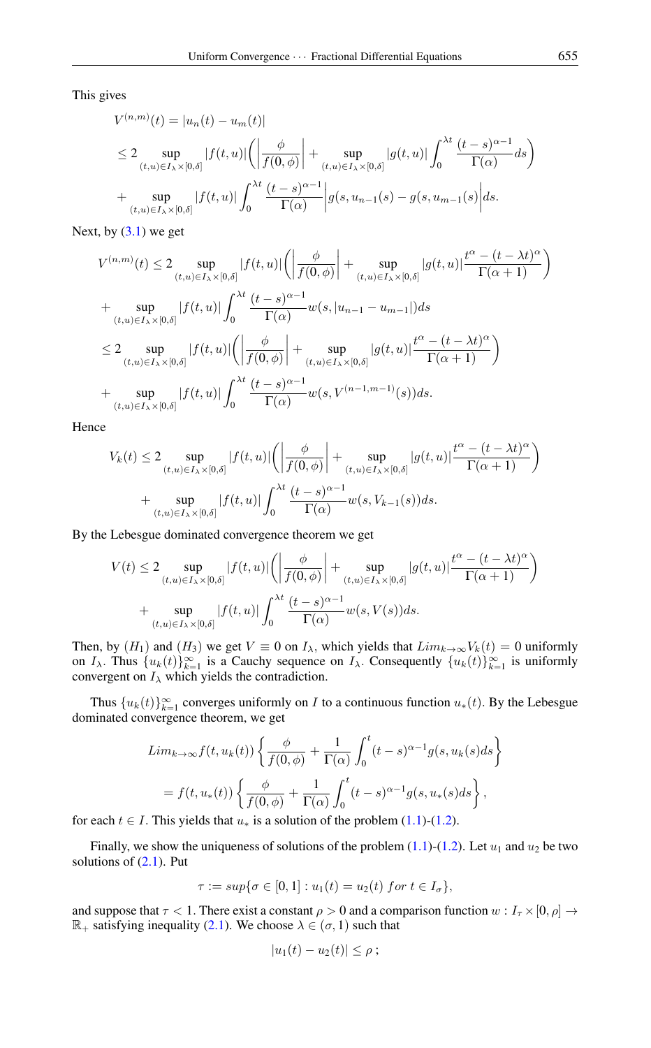This gives

$$
\begin{aligned}
&V^{(n,m)}(t) = |u_n(t) - u_m(t)| \\
&\leq 2 \sup_{(t,u)\in I_\lambda\times[0,\delta]} |f(t,u)| \left( \left| \frac{\phi}{f(0,\phi)} \right| + \sup_{(t,u)\in I_\lambda\times[0,\delta]} |g(t,u)| \int_0^{\lambda t} \frac{(t-s)^{\alpha-1}}{\Gamma(\alpha)} ds \right) \\
&+ \sup_{(t,u)\in I_\lambda\times[0,\delta]} |f(t,u)| \int_0^{\lambda t} \frac{(t-s)^{\alpha-1}}{\Gamma(\alpha)} \Big| g(s, u_{n-1}(s) - g(s, u_{m-1}(s) \Big| ds.
\end{aligned}
$$

Next, by (3.1) we get

$$
\begin{aligned}
V^{(n,m)}(t) &\leq 2 \sup_{(t,u)\in I_\lambda\times[0,\delta]} |f(t,u)| \left( \left| \frac{\phi}{f(0,\phi)} \right| + \sup_{(t,u)\in I_\lambda\times[0,\delta]} |g(t,u)| \frac{t^\alpha - (t-\lambda t)^\alpha}{\Gamma(\alpha+1)} \right) \\
&+ \sup_{(t,u)\in I_\lambda\times[0,\delta]} |f(t,u)| \int_0^{\lambda t} \frac{(t-s)^{\alpha-1}}{\Gamma(\alpha)} w(s, |u_{n-1} - u_{m-1}|) ds \\
&\leq 2 \sup_{(t,u)\in I_\lambda\times[0,\delta]} |f(t,u)| \left( \left| \frac{\phi}{f(0,\phi)} \right| + \sup_{(t,u)\in I_\lambda\times[0,\delta]} |g(t,u)| \frac{t^\alpha - (t-\lambda t)^\alpha}{\Gamma(\alpha+1)} \right) \\
&+ \sup_{(t,u)\in I_\lambda\times[0,\delta]} |f(t,u)| \int_0^{\lambda t} \frac{(t-s)^{\alpha-1}}{\Gamma(\alpha)} w(s, V^{(n-1,m-1)}(s)) ds.
\end{aligned}
$$

Hence

$$
\begin{aligned}
V_k(t) &\leq 2 \sup_{(t,u)\in I_\lambda\times[0,\delta]} |f(t,u)| \left( \left| \frac{\phi}{f(0,\phi)} \right| + \sup_{(t,u)\in I_\lambda\times[0,\delta]} |g(t,u)| \frac{t^\alpha - (t-\lambda t)^\alpha}{\Gamma(\alpha+1)} \right) \\
&\quad + \sup_{(t,u)\in I_\lambda\times[0,\delta]} |f(t,u)| \int_0^{\lambda t} \frac{(t-s)^{\alpha-1}}{\Gamma(\alpha)} w(s, V_{k-1}(s)) ds.
\end{aligned}
$$

By the Lebesgue dominated convergence theorem we get

$$
\begin{aligned}
V(t) &\leq 2 \sup_{(t,u)\in I_\lambda\times[0,\delta]} |f(t,u)| \left( \left| \frac{\phi}{f(0,\phi)} \right| + \sup_{(t,u)\in I_\lambda\times[0,\delta]} |g(t,u)| \frac{t^\alpha - (t-\lambda t)^\alpha}{\Gamma(\alpha+1)} \right) \\
&\quad + \sup_{(t,u)\in I_\lambda\times[0,\delta]} |f(t,u)| \int_0^{\lambda t} \frac{(t-s)^{\alpha-1}}{\Gamma(\alpha)} w(s, V(s)) ds.
\end{aligned}
$$

Then, by $(H_1)$ and $(H_3)$ we get $V \equiv 0$ on $I_\lambda$, which yields that $Lim_{k\to\infty} V_k(t) = 0$ uniformly on $I_\lambda$. Thus $\{u_k(t)\}_{k=1}^\infty$ is a Cauchy sequence on $I_\lambda$. Consequently $\{u_k(t)\}_{k=1}^\infty$ is uniformly convergent on $I_\lambda$ which yields the contradiction.

Thus $\{u_k(t)\}_{k=1}^\infty$ converges uniformly on $I$ to a continuous function $u_*(t)$. By the Lebesgue dominated convergence theorem, we get

$$
\begin{aligned}
&Lim_{k\to\infty} f(t, u_k(t)) \left\{ \frac{\phi}{f(0,\phi)} + \frac{1}{\Gamma(\alpha)} \int_0^t (t-s)^{\alpha-1} g(s, u_k(s) ds \right\} \\
&= f(t, u_*(t)) \left\{ \frac{\phi}{f(0,\phi)} + \frac{1}{\Gamma(\alpha)} \int_0^t (t-s)^{\alpha-1} g(s, u_*(s) ds \right\},
\end{aligned}
$$

for each $t \in I$. This yields that $u_*$ is a solution of the problem (1.1)-(1.2).

Finally, we show the uniqueness of solutions of the problem (1.1)-(1.2). Let $u_1$ and $u_2$ be two solutions of (2.1). Put

$$
\tau := sup\{\sigma \in [0,1] : u_1(t) = u_2(t) \; for \; t \in I_\sigma\},
$$

and suppose that $\tau < 1$. There exist a constant $\rho > 0$ and a comparison function $w : I_\tau \times [0,\rho] \to \mathbb{R}_+$ satisfying inequality (2.1). We choose $\lambda \in (\sigma, 1)$ such that

$$
|u_1(t) - u_2(t)| \leq \rho\,;
$$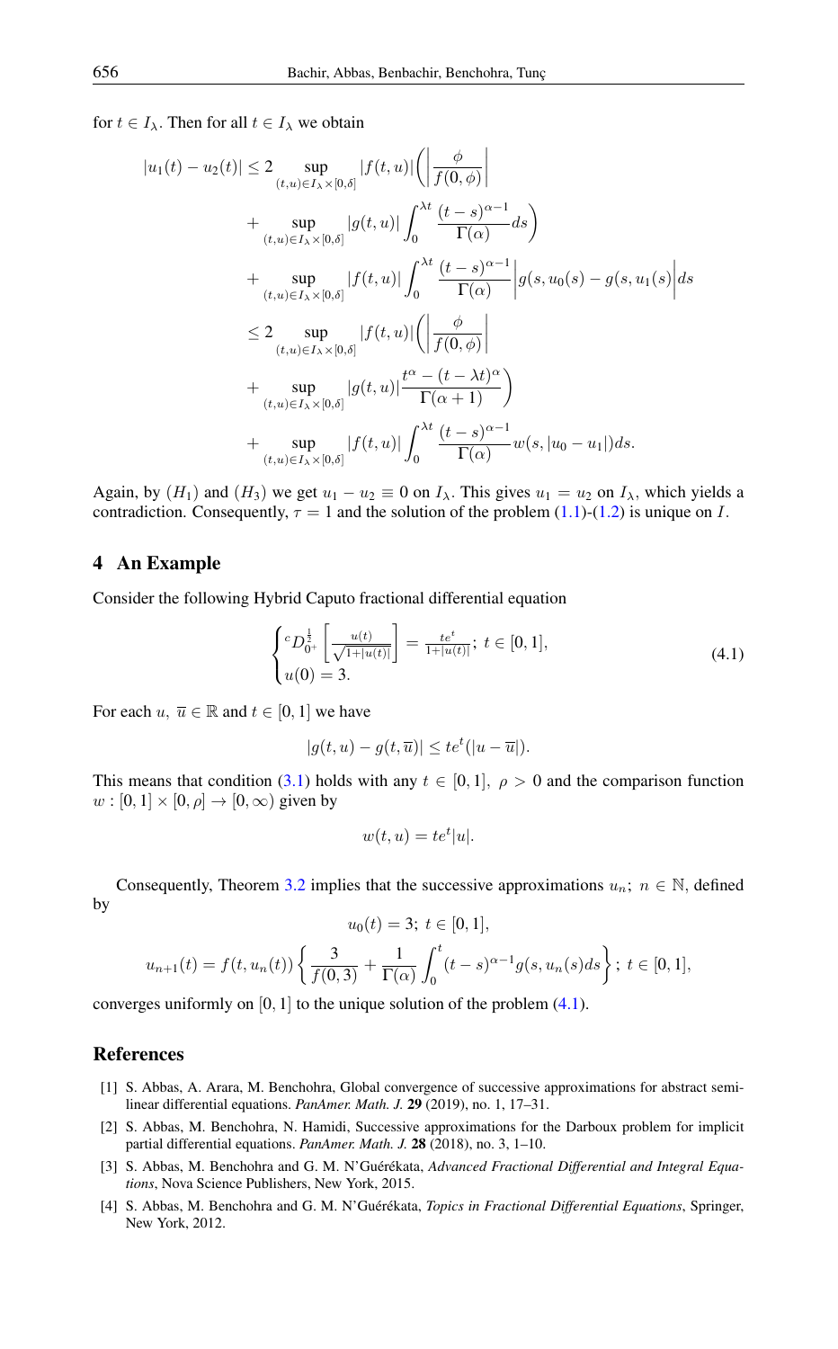for $t \in I_\lambda$. Then for all $t \in I_\lambda$ we obtain

$$
\begin{aligned}
|u_1(t) - u_2(t)| \leq 2 &\sup_{(t,u)\in I_\lambda \times [0,\delta]} |f(t,u)| \Bigg( \left| \frac{\phi}{f(0,\phi)} \right| \\
&+ \sup_{(t,u)\in I_\lambda \times [0,\delta]} |g(t,u)| \int_0^{\lambda t} \frac{(t-s)^{\alpha-1}}{\Gamma(\alpha)} ds \Bigg) \\
&+ \sup_{(t,u)\in I_\lambda \times [0,\delta]} |f(t,u)| \int_0^{\lambda t} \frac{(t-s)^{\alpha-1}}{\Gamma(\alpha)} \Big| g(s, u_0(s) - g(s, u_1(s) \Big| ds \\
\leq 2 &\sup_{(t,u)\in I_\lambda \times [0,\delta]} |f(t,u)| \Bigg( \left| \frac{\phi}{f(0,\phi)} \right| \\
&+ \sup_{(t,u)\in I_\lambda \times [0,\delta]} |g(t,u)| \frac{t^\alpha - (t-\lambda t)^\alpha}{\Gamma(\alpha+1)} \Bigg) \\
&+ \sup_{(t,u)\in I_\lambda \times [0,\delta]} |f(t,u)| \int_0^{\lambda t} \frac{(t-s)^{\alpha-1}}{\Gamma(\alpha)} w(s, |u_0 - u_1|) ds.
\end{aligned}
$$

Again, by $(H_1)$ and $(H_3)$ we get $u_1 - u_2 \equiv 0$ on $I_\lambda$. This gives $u_1 = u_2$ on $I_\lambda$, which yields a contradiction. Consequently, $\tau = 1$ and the solution of the problem (1.1)-(1.2) is unique on $I$.

## 4 An Example

Consider the following Hybrid Caputo fractional differential equation

$$
\begin{cases}
{}^cD_{0^+}^{\frac{1}{2}} \left[ \frac{u(t)}{\sqrt{1+|u(t)|}} \right] = \frac{te^t}{1+|u(t)|};\ t \in [0,1], \\
u(0) = 3.
\end{cases}
\tag{4.1}
$$

For each $u,\ \overline{u} \in \mathbb{R}$ and $t \in [0,1]$ we have

$$
|g(t,u) - g(t,\overline{u})| \leq te^t(|u - \overline{u}|).
$$

This means that condition (3.1) holds with any $t \in [0,1],\ \rho > 0$ and the comparison function $w : [0,1] \times [0,\rho] \to [0,\infty)$ given by

$$
w(t,u) = te^t|u|.
$$

Consequently, Theorem 3.2 implies that the successive approximations $u_n;\ n \in \mathbb{N}$, defined by

$$
u_0(t) = 3;\ t \in [0,1],
$$

$$
u_{n+1}(t) = f(t, u_n(t)) \left\{ \frac{3}{f(0,3)} + \frac{1}{\Gamma(\alpha)} \int_0^t (t-s)^{\alpha-1} g(s, u_n(s) ds \right\};\ t \in [0,1],
$$

converges uniformly on $[0,1]$ to the unique solution of the problem (4.1).

## References

[1] S. Abbas, A. Arara, M. Benchohra, Global convergence of successive approximations for abstract semilinear differential equations. *PanAmer. Math. J.* **29** (2019), no. 1, 17–31.

[2] S. Abbas, M. Benchohra, N. Hamidi. Successive approximations for the Darboux problem for implicit partial differential equations. *PanAmer. Math. J.* **28** (2018), no. 3, 1–10.

[3] S. Abbas, M. Benchohra and G. M. N'Guérékata, *Advanced Fractional Differential and Integral Equations*, Nova Science Publishers, New York, 2015.

[4] S. Abbas, M. Benchohra and G. M. N'Guérékata, *Topics in Fractional Differential Equations*, Springer, New York, 2012.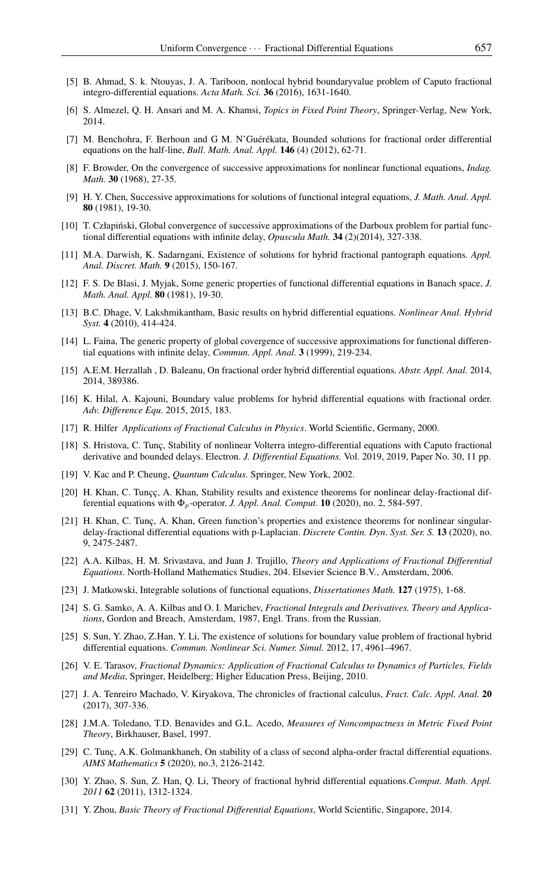[5] B. Ahmad, S. k. Ntouyas, J. A. Tariboon, nonlocal hybrid boundaryvalue problem of Caputo fractional integro-differential equations. *Acta Math. Sci.* **36** (2016), 1631-1640.

[6] S. Almezel, Q. H. Ansari and M. A. Khamsi, *Topics in Fixed Point Theory*, Springer-Verlag, New York, 2014.

[7] M. Benchohra, F. Berhoun and G M. N'Guérékata, Bounded solutions for fractional order differential equations on the half-line, *Bull. Math. Anal. Appl.* **146** (4) (2012), 62-71.

[8] F. Browder, On the convergence of successive approximations for nonlinear functional equations, *Indag. Math.* **30** (1968), 27-35.

[9] H. Y. Chen, Successive approximations for solutions of functional integral equations, *J. Math. Anal. Appl.* **80** (1981), 19-30.

[10] T. Człapiński, Global convergence of successive approximations of the Darboux problem for partial functional differential equations with infinite delay, *Opuscula Math.* **34** (2)(2014), 327-338.

[11] M.A. Darwish, K. Sadarngani, Existence of solutions for hybrid fractional pantograph equations. *Appl. Anal. Discret. Math.* **9** (2015), 150-167.

[12] F. S. De Blasi, J. Myjak, Some generic properties of functional differential equations in Banach space, *J. Math. Anal. Appl.* **80** (1981), 19-30.

[13] B.C. Dhage, V. Lakshmikantham, Basic results on hybrid differential equations. *Nonlinear Anal. Hybrid Syst.* **4** (2010), 414-424.

[14] L. Faina, The generic property of global covergence of successive approximations for functional differential equations with infinite delay, *Commun. Appl. Anal.* **3** (1999), 219-234.

[15] A.E.M. Herzallah , D. Baleanu, On fractional order hybrid differential equations. *Abstr. Appl. Anal.* 2014, 2014, 389386.

[16] K. Hilal, A. Kajouni, Boundary value problems for hybrid differential equations with fractional order. *Adv. Difference Equ.* 2015, 2015, 183.

[17] R. Hilfer *Applications of Fractional Calculus in Physics*. World Scientific, Germany, 2000.

[18] S. Hristova, C. Tunç, Stability of nonlinear Volterra integro-differential equations with Caputo fractional derivative and bounded delays. Electron. *J. Differential Equations.* Vol. 2019, 2019, Paper No. 30, 11 pp.

[19] V. Kac and P. Cheung, *Quantum Calculus.* Springer, New York, 2002.

[20] H. Khan, C. Tunçç, A. Khan, Stability results and existence theorems for nonlinear delay-fractional differential equations with $\Phi_p$-operator. *J. Appl. Anal. Comput.* **10** (2020), no. 2, 584-597.

[21] H. Khan, C. Tunç, A. Khan, Green function's properties and existence theorems for nonlinear singular-delay-fractional differential equations with p-Laplacian. *Discrete Contin. Dyn. Syst. Ser. S.* **13** (2020), no. 9, 2475-2487.

[22] A.A. Kilbas, H. M. Srivastava, and Juan J. Trujillo, *Theory and Applications of Fractional Differential Equations*. North-Holland Mathematics Studies, 204. Elsevier Science B.V., Amsterdam, 2006.

[23] J. Matkowski, Integrable solutions of functional equations, *Dissertationes Math.* **127** (1975), 1-68.

[24] S. G. Samko, A. A. Kilbas and O. I. Marichev, *Fractional Integrals and Derivatives. Theory and Applications*, Gordon and Breach, Amsterdam, 1987, Engl. Trans. from the Russian.

[25] S. Sun, Y. Zhao, Z.Han, Y. Li, The existence of solutions for boundary value problem of fractional hybrid differential equations. *Commun. Nonlinear Sci. Numer. Simul.* 2012, 17, 4961–4967.

[26] V. E. Tarasov, *Fractional Dynamics: Application of Fractional Calculus to Dynamics of Particles, Fields and Media*, Springer, Heidelberg; Higher Education Press, Beijing, 2010.

[27] J. A. Tenreiro Machado, V. Kiryakova, The chronicles of fractional calculus, *Fract. Calc. Appl. Anal.* **20** (2017), 307-336.

[28] J.M.A. Toledano, T.D. Benavides and G.L. Acedo, *Measures of Noncompactness in Metric Fixed Point Theory*, Birkhauser, Basel, 1997.

[29] C. Tunç, A.K. Golmankhaneh, On stability of a class of second alpha-order fractal differential equations. *AIMS Mathematics* **5** (2020), no.3, 2126-2142.

[30] Y. Zhao, S. Sun, Z. Han, Q. Li, Theory of fractional hybrid differential equations.*Comput. Math. Appl. 2011* **62** (2011), 1312-1324.

[31] Y. Zhou, *Basic Theory of Fractional Differential Equations*, World Scientific, Singapore, 2014.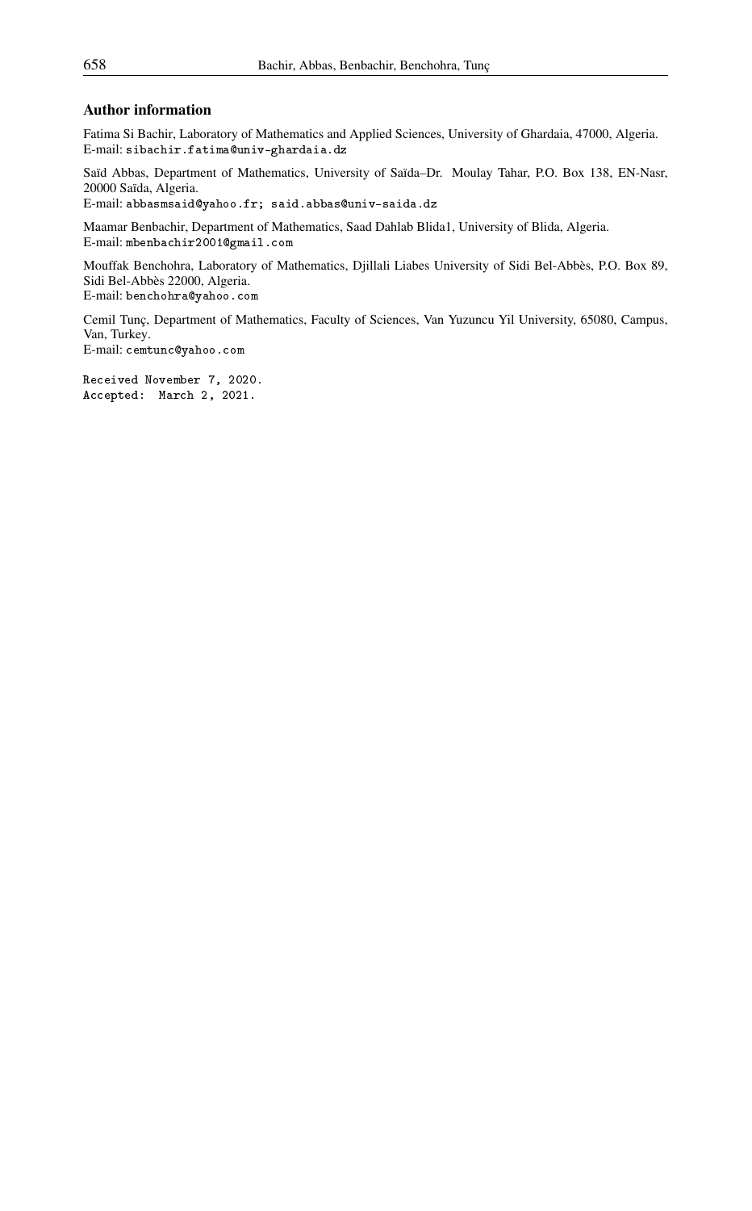### Author information

Fatima Si Bachir, Laboratory of Mathematics and Applied Sciences, University of Ghardaia, 47000, Algeria.
E-mail: `sibachir.fatima@univ-ghardaia.dz`

Saïd Abbas, Department of Mathematics, University of Saïda–Dr. Moulay Tahar, P.O. Box 138, EN-Nasr, 20000 Saïda, Algeria.
E-mail: `abbasmsaid@yahoo.fr; said.abbas@univ-saida.dz`

Maamar Benbachir, Department of Mathematics, Saad Dahlab Blida1, University of Blida, Algeria.
E-mail: `mbenbachir2001@gmail.com`

Mouffak Benchohra, Laboratory of Mathematics, Djillali Liabes University of Sidi Bel-Abbès, P.O. Box 89, Sidi Bel-Abbès 22000, Algeria.
E-mail: `benchohra@yahoo.com`

Cemil Tunç, Department of Mathematics, Faculty of Sciences, Van Yuzuncu Yil University, 65080, Campus, Van, Turkey.
E-mail: `cemtunc@yahoo.com`

Received November 7, 2020.
Accepted: March 2, 2021.